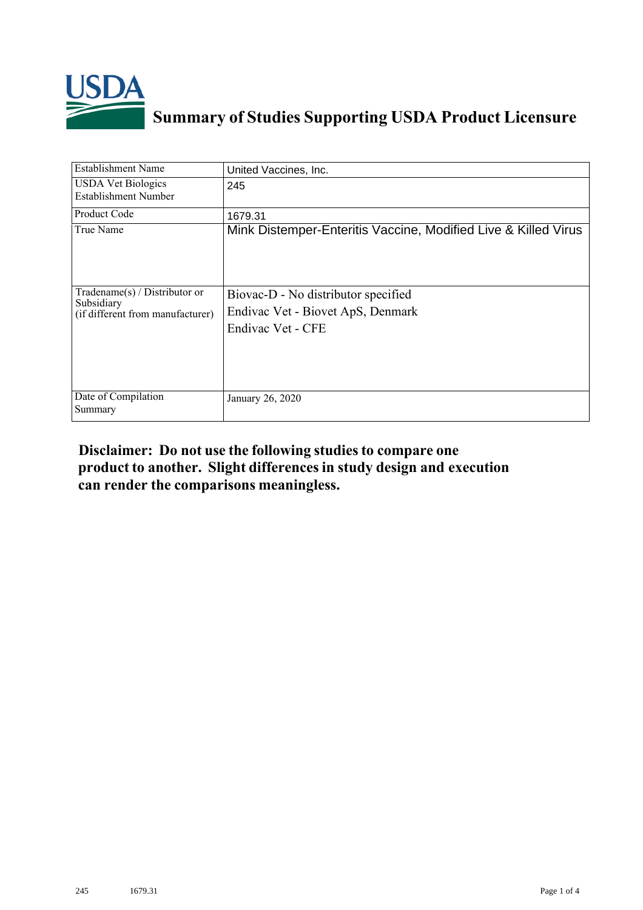# Summary of Studies Supporting USDA Product Licensure

| Establishment Name | United Vaccines, Inc. |
|---|---|
| USDA Vet Biologics Establishment Number | 245 |
| Product Code | 1679.31 |
| True Name | Mink Distemper-Enteritis Vaccine, Modified Live & Killed Virus |
| Tradename(s) / Distributor or Subsidiary (if different from manufacturer) | Biovac-D - No distributor specified<br>Endivac Vet - Biovet ApS, Denmark<br>Endivac Vet - CFE |
| Date of Compilation Summary | January 26, 2020 |

**Disclaimer: Do not use the following studies to compare one product to another. Slight differences in study design and execution can render the comparisons meaningless.**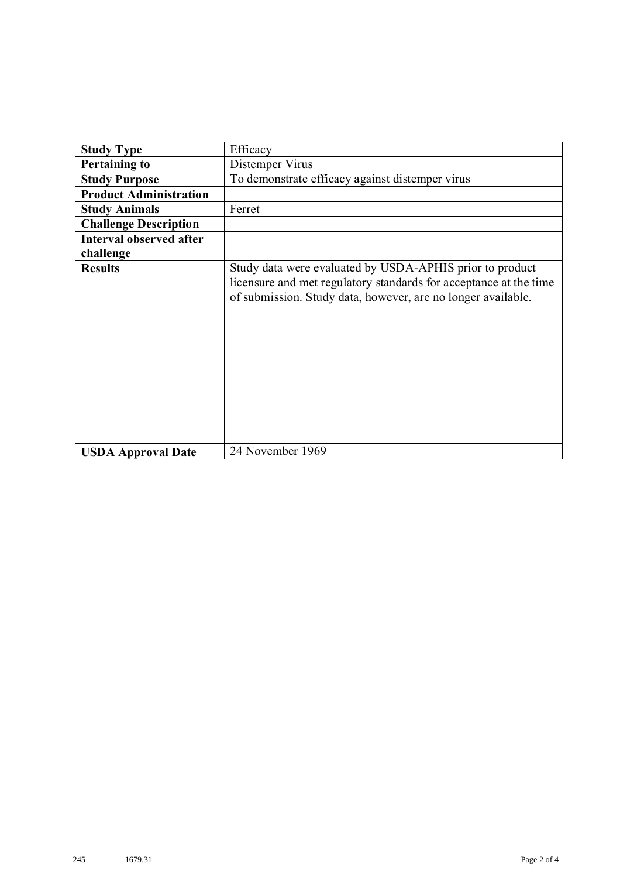| **Study Type** | Efficacy |
| --- | --- |
| **Pertaining to** | Distemper Virus |
| **Study Purpose** | To demonstrate efficacy against distemper virus |
| **Product Administration** | |
| **Study Animals** | Ferret |
| **Challenge Description** | |
| **Interval observed after challenge** | |
| **Results** | Study data were evaluated by USDA-APHIS prior to product licensure and met regulatory standards for acceptance at the time of submission. Study data, however, are no longer available. |
| **USDA Approval Date** | 24 November 1969 |

245 1679.31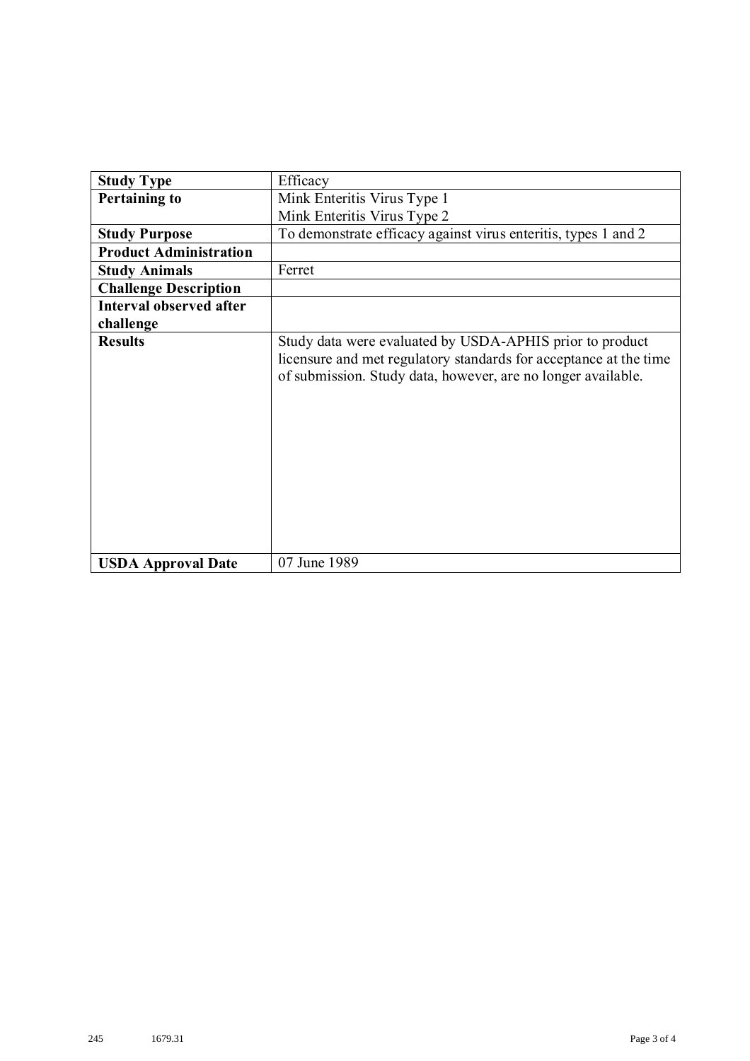| **Study Type** | Efficacy |
|---|---|
| **Pertaining to** | Mink Enteritis Virus Type 1<br>Mink Enteritis Virus Type 2 |
| **Study Purpose** | To demonstrate efficacy against virus enteritis, types 1 and 2 |
| **Product Administration** | |
| **Study Animals** | Ferret |
| **Challenge Description** | |
| **Interval observed after challenge** | |
| **Results** | Study data were evaluated by USDA-APHIS prior to product licensure and met regulatory standards for acceptance at the time of submission. Study data, however, are no longer available. |
| **USDA Approval Date** | 07 June 1989 |

245 1679.31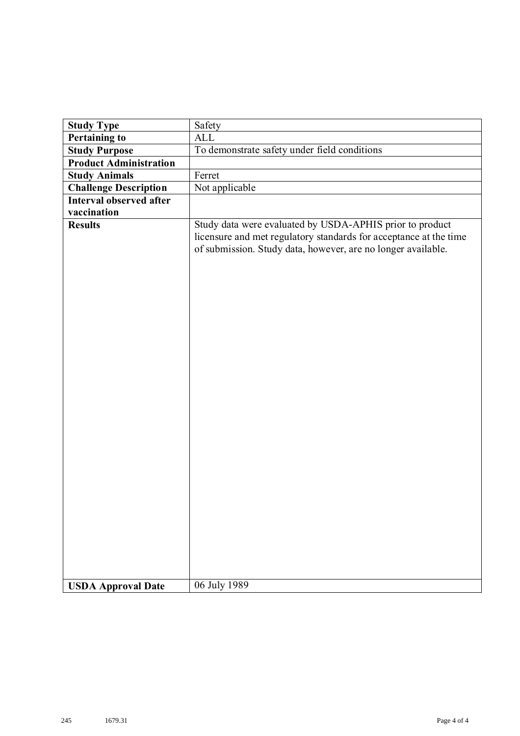| | |
|---|---|
| **Study Type** | Safety |
| **Pertaining to** | ALL |
| **Study Purpose** | To demonstrate safety under field conditions |
| **Product Administration** | |
| **Study Animals** | Ferret |
| **Challenge Description** | Not applicable |
| **Interval observed after vaccination** | |
| **Results** | Study data were evaluated by USDA-APHIS prior to product licensure and met regulatory standards for acceptance at the time of submission. Study data, however, are no longer available. |
| **USDA Approval Date** | 06 July 1989 |

245 1679.31